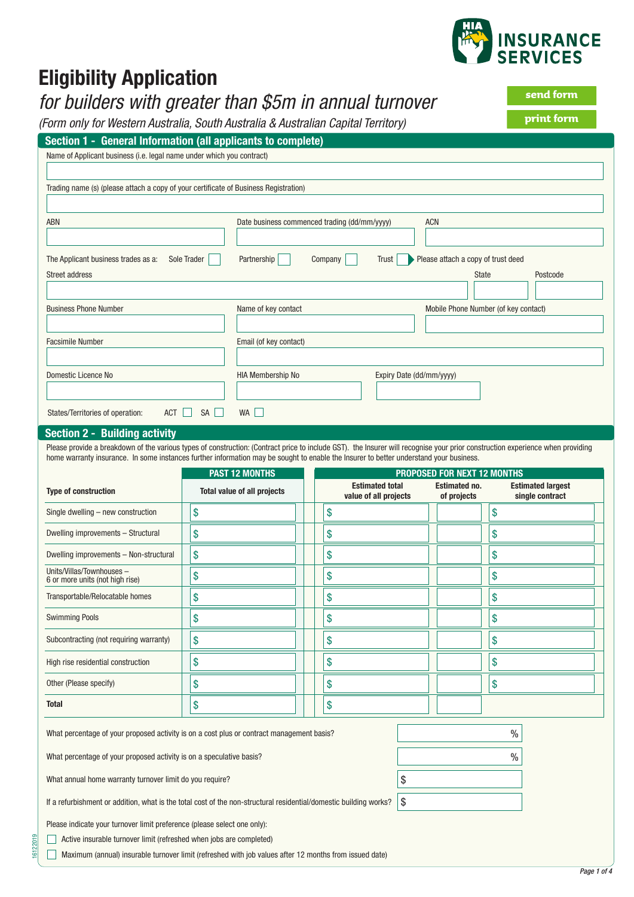# Eligibility Application

*for builders with greater than $5m in annual turnover*

*(Form only for Western Australia, South Australia & Australian Capital Territory)*

send form

print form

## Section 1 - General Information (all applicants to complete)

Name of Applicant business (i.e. legal name under which you contract)

Trading name (s) (please attach a copy of your certificate of Business Registration)

ABN | Date business commenced trading (dd/mm/yyyy) | ACN

The Applicant business trades as a: Sole Trader ☐ Partnership ☐ Company ☐ Trust ☐ Please attach a copy of trust deed

Street address | State | Postcode

Business Phone Number | Name of key contact | Mobile Phone Number (of key contact)

Facsimile Number | Email (of key contact)

Domestic Licence No | HIA Membership No | Expiry Date (dd/mm/yyyy)

States/Territories of operation: ACT ☐ SA ☐ WA ☐

## Section 2 - Building activity

Please provide a breakdown of the various types of construction: (Contract price to include GST). the Insurer will recognise your prior construction experience when providing home warranty insurance. In some instances further information may be sought to enable the Insurer to better understand your business.

| | PAST 12 MONTHS | PROPOSED FOR NEXT 12 MONTHS | | |
|---|---|---|---|---|
| Type of construction | Total value of all projects | Estimated total value of all projects | Estimated no. of projects | Estimated largest single contract |
| Single dwelling – new construction | $ | $ | | $ |
| Dwelling improvements – Structural | $ | $ | | $ |
| Dwelling improvements – Non-structural | $ | $ | | $ |
| Units/Villas/Townhouses – 6 or more units (not high rise) | $ | $ | | $ |
| Transportable/Relocatable homes | $ | $ | | $ |
| Swimming Pools | $ | $ | | $ |
| Subcontracting (not requiring warranty) | $ | $ | | $ |
| High rise residential construction | $ | $ | | $ |
| Other (Please specify) | $ | $ | | $ |
| **Total** | $ | $ | | |

What percentage of your proposed activity is on a cost plus or contract management basis? %

What percentage of your proposed activity is on a speculative basis? %

What annual home warranty turnover limit do you require? $

If a refurbishment or addition, what is the total cost of the non-structural residential/domestic building works? $

Please indicate your turnover limit preference (please select one only):

☐ Active insurable turnover limit (refreshed when jobs are completed)

☐ Maximum (annual) insurable turnover limit (refreshed with job values after 12 months from issued date)

16122019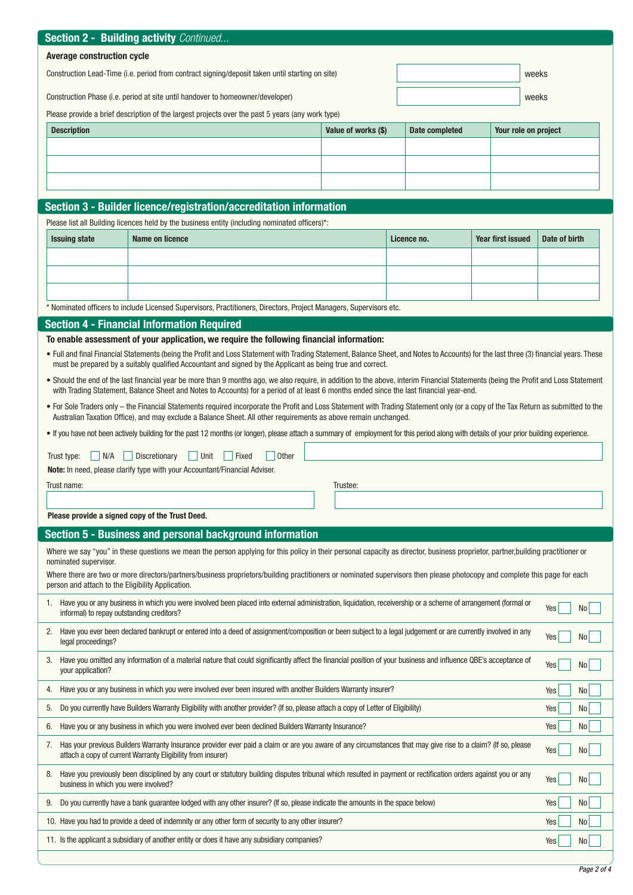## Section 2 - Building activity *Continued...*

**Average construction cycle**

Construction Lead-Time (i.e. period from contract signing/deposit taken until starting on site) ____________ weeks

Construction Phase (i.e. period at site until handover to homeowner/developer) ____________ weeks

Please provide a brief description of the largest projects over the past 5 years (any work type)

| Description | Value of works ($) | Date completed | Your role on project |
|---|---|---|---|
| | | | |
| | | | |
| | | | |

## Section 3 - Builder licence/registration/accreditation information

Please list all Building licences held by the business entity (including nominated officers)*:

| Issuing state | Name on licence | Licence no. | Year first issued | Date of birth |
|---|---|---|---|---|
| | | | | |
| | | | | |
| | | | | |

\* Nominated officers to include Licensed Supervisors, Practitioners, Directors, Project Managers, Supervisors etc.

## Section 4 - Financial Information Required

**To enable assessment of your application, we require the following financial information:**

- Full and final Financial Statements (being the Profit and Loss Statement with Trading Statement, Balance Sheet, and Notes to Accounts) for the last three (3) financial years. These must be prepared by a suitably qualified Accountant and signed by the Applicant as being true and correct.
- Should the end of the last financial year be more than 9 months ago, we also require, in addition to the above, interim Financial Statements (being the Profit and Loss Statement with Trading Statement, Balance Sheet and Notes to Accounts) for a period of at least 6 months ended since the last financial year-end.
- For Sole Traders only – the Financial Statements required incorporate the Profit and Loss Statement with Trading Statement only (or a copy of the Tax Return as submitted to the Australian Taxation Office), and may exclude a Balance Sheet. All other requirements as above remain unchanged.
- If you have not been actively building for the past 12 months (or longer), please attach a summary of employment for this period along with details of your prior building experience.

Trust type: ☐ N/A ☐ Discretionary ☐ Unit ☐ Fixed ☐ Other ____________

**Note:** In need, please clarify type with your Accountant/Financial Adviser.

Trust name: ____________ Trustee: ____________

**Please provide a signed copy of the Trust Deed.**

## Section 5 - Business and personal background information

Where we say "you" in these questions we mean the person applying for this policy in their personal capacity as director, business proprietor, partner,building practitioner or nominated supervisor.

Where there are two or more directors/partners/business proprietors/building practitioners or nominated supervisors then please photocopy and complete this page for each person and attach to the Eligibility Application.

1. Have you or any business in which you were involved been placed into external administration, liquidation, receivership or a scheme of arrangement (formal or informal) to repay outstanding creditors? Yes ☐ No ☐
2. Have you ever been declared bankrupt or entered into a deed of assignment/composition or been subject to a legal judgement or are currently involved in any legal proceedings? Yes ☐ No ☐
3. Have you omitted any information of a material nature that could significantly affect the financial position of your business and influence QBE's acceptance of your application? Yes ☐ No ☐
4. Have you or any business in which you were involved ever been insured with another Builders Warranty insurer? Yes ☐ No ☐
5. Do you currently have Builders Warranty Eligibility with another provider? (If so, please attach a copy of Letter of Eligibility) Yes ☐ No ☐
6. Have you or any business in which you were involved ever been declined Builders Warranty Insurance? Yes ☐ No ☐
7. Has your previous Builders Warranty Insurance provider ever paid a claim or are you aware of any circumstances that may give rise to a claim? (If so, please attach a copy of current Warranty Eligibility from insurer) Yes ☐ No ☐
8. Have you previously been disciplined by any court or statutory building disputes tribunal which resulted in payment or rectification orders against you or any business in which you were involved? Yes ☐ No ☐
9. Do you currently have a bank guarantee lodged with any other insurer? (If so, please indicate the amounts in the space below) Yes ☐ No ☐
10. Have you had to provide a deed of indemnity or any other form of security to any other insurer? Yes ☐ No ☐
11. Is the applicant a subsidiary of another entity or does it have any subsidiary companies? Yes ☐ No ☐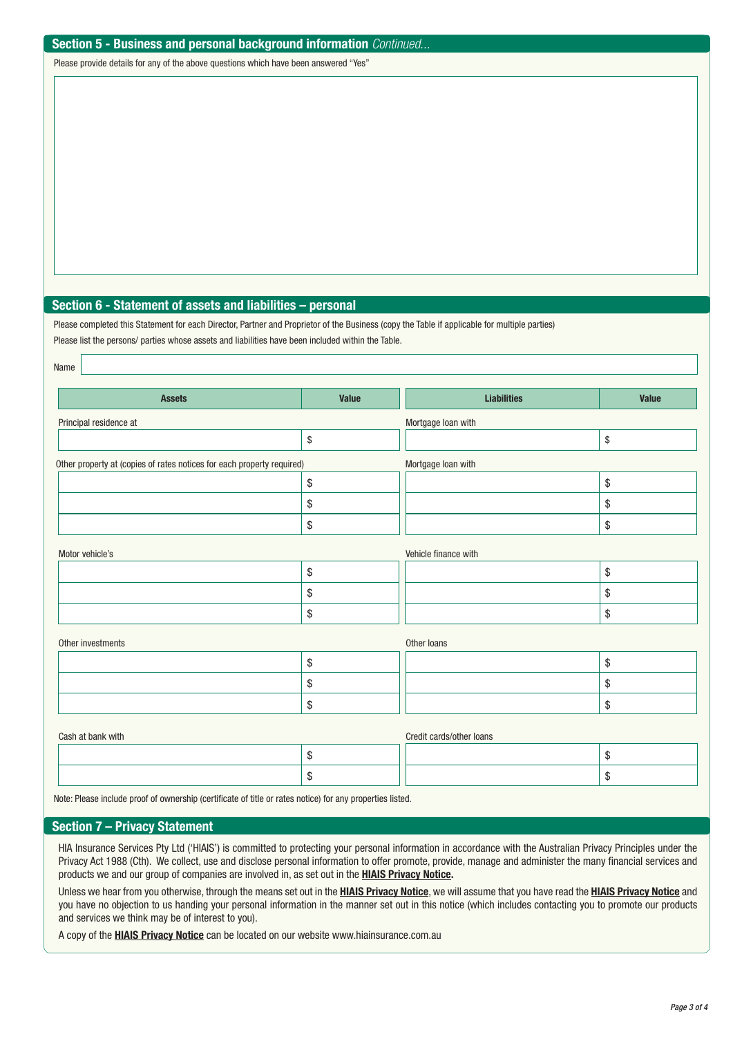## Section 5 - Business and personal background information *Continued...*

Please provide details for any of the above questions which have been answered "Yes"

## Section 6 - Statement of assets and liabilities – personal

Please completed this Statement for each Director, Partner and Proprietor of the Business (copy the Table if applicable for multiple parties)

Please list the persons/ parties whose assets and liabilities have been included within the Table.

Name

| Assets | Value | Liabilities | Value |
|---|---|---|---|
| Principal residence at | | Mortgage loan with | |
| | $ | | $ |
| Other property at (copies of rates notices for each property required) | | Mortgage loan with | |
| | $ | | $ |
| | $ | | $ |
| | $ | | $ |
| Motor vehicle's | | Vehicle finance with | |
| | $ | | $ |
| | $ | | $ |
| | $ | | $ |
| Other investments | | Other loans | |
| | $ | | $ |
| | $ | | $ |
| | $ | | $ |
| Cash at bank with | | Credit cards/other loans | |
| | $ | | $ |
| | $ | | $ |

Note: Please include proof of ownership (certificate of title or rates notice) for any properties listed.

## Section 7 – Privacy Statement

HIA Insurance Services Pty Ltd ('HIAIS') is committed to protecting your personal information in accordance with the Australian Privacy Principles under the Privacy Act 1988 (Cth). We collect, use and disclose personal information to offer promote, provide, manage and administer the many financial services and products we and our group of companies are involved in, as set out in the **HIAIS Privacy Notice.**

Unless we hear from you otherwise, through the means set out in the **HIAIS Privacy Notice**, we will assume that you have read the **HIAIS Privacy Notice** and you have no objection to us handing your personal information in the manner set out in this notice (which includes contacting you to promote our products and services we think may be of interest to you).

A copy of the **HIAIS Privacy Notice** can be located on our website www.hiainsurance.com.au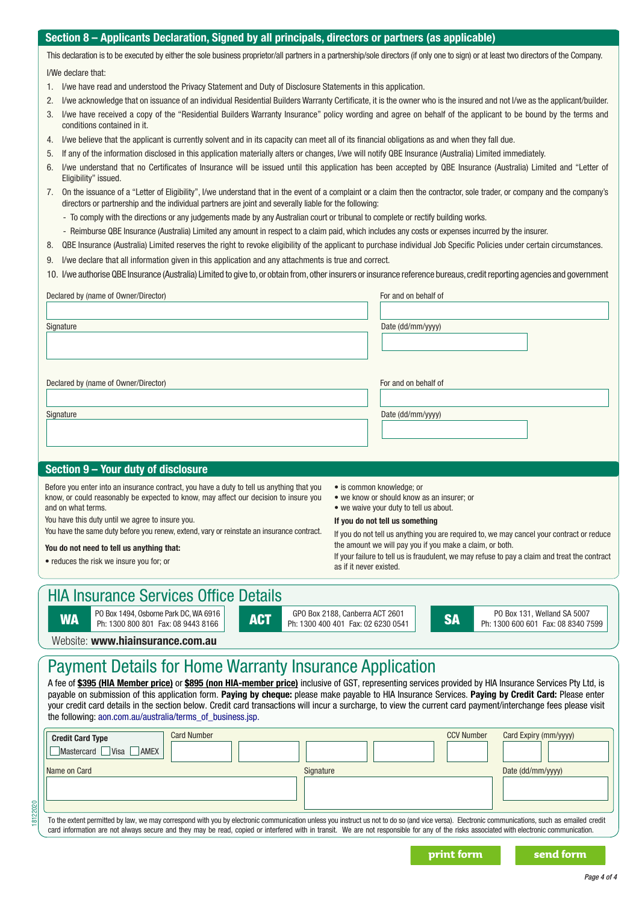## Section 8 – Applicants Declaration, Signed by all principals, directors or partners (as applicable)

This declaration is to be executed by either the sole business proprietor/all partners in a partnership/sole directors (if only one to sign) or at least two directors of the Company.

I/We declare that:

1. I/we have read and understood the Privacy Statement and Duty of Disclosure Statements in this application.
2. I/we acknowledge that on issuance of an individual Residential Builders Warranty Certificate, it is the owner who is the insured and not I/we as the applicant/builder.
3. I/we have received a copy of the "Residential Builders Warranty Insurance" policy wording and agree on behalf of the applicant to be bound by the terms and conditions contained in it.
4. I/we believe that the applicant is currently solvent and in its capacity can meet all of its financial obligations as and when they fall due.
5. If any of the information disclosed in this application materially alters or changes, I/we will notify QBE Insurance (Australia) Limited immediately.
6. I/we understand that no Certificates of Insurance will be issued until this application has been accepted by QBE Insurance (Australia) Limited and "Letter of Eligibility" issued.
7. On the issuance of a "Letter of Eligibility", I/we understand that in the event of a complaint or a claim then the contractor, sole trader, or company and the company's directors or partnership and the individual partners are joint and severally liable for the following:
   - To comply with the directions or any judgements made by any Australian court or tribunal to complete or rectify building works.
   - Reimburse QBE Insurance (Australia) Limited any amount in respect to a claim paid, which includes any costs or expenses incurred by the insurer.
8. QBE Insurance (Australia) Limited reserves the right to revoke eligibility of the applicant to purchase individual Job Specific Policies under certain circumstances.
9. I/we declare that all information given in this application and any attachments is true and correct.
10. I/we authorise QBE Insurance (Australia) Limited to give to, or obtain from, other insurers or insurance reference bureaus, credit reporting agencies and government

Declared by (name of Owner/Director) ______________________ For and on behalf of ______________________

Signature ______________________ Date (dd/mm/yyyy) ______________________

Declared by (name of Owner/Director) ______________________ For and on behalf of ______________________

Signature ______________________ Date (dd/mm/yyyy) ______________________

## Section 9 – Your duty of disclosure

Before you enter into an insurance contract, you have a duty to tell us anything that you know, or could reasonably be expected to know, may affect our decision to insure you and on what terms.

You have this duty until we agree to insure you.

You have the same duty before you renew, extend, vary or reinstate an insurance contract.

**You do not need to tell us anything that:**

- reduces the risk we insure you for; or
- is common knowledge; or
- we know or should know as an insurer; or
- we waive your duty to tell us about.

**If you do not tell us something**

If you do not tell us anything you are required to, we may cancel your contract or reduce the amount we will pay you if you make a claim, or both.

If your failure to tell us is fraudulent, we may refuse to pay a claim and treat the contract as if it never existed.

## HIA Insurance Services Office Details

| WA | ACT | SA |
|---|---|---|
| PO Box 1494, Osborne Park DC, WA 6916 Ph: 1300 800 801 Fax: 08 9443 8166 | GPO Box 2188, Canberra ACT 2601 Ph: 1300 400 401 Fax: 02 6230 0541 | PO Box 131, Welland SA 5007 Ph: 1300 600 601 Fax: 08 8340 7599 |

Website: **www.hiainsurance.com.au**

## Payment Details for Home Warranty Insurance Application

A fee of **$395 (HIA Member price)** or **$895 (non HIA-member price)** inclusive of GST, representing services provided by HIA Insurance Services Pty Ltd, is payable on submission of this application form. **Paying by cheque:** please make payable to HIA Insurance Services. **Paying by Credit Card:** Please enter your credit card details in the section below. Credit card transactions will incur a surcharge, to view the current card payment/interchange fees please visit the following: aon.com.au/australia/terms_of_business.jsp.

**Credit Card Type** ☐ Mastercard ☐ Visa ☐ AMEX

Card Number ______________________ CCV Number ________ Card Expiry (mm/yyyy) ________

Name on Card ______________________ Signature ______________________ Date (dd/mm/yyyy) ________

To the extent permitted by law, we may correspond with you by electronic communication unless you instruct us not to do so (and vice versa). Electronic communications, such as emailed credit card information are not always secure and they may be read, copied or interfered with in transit. We are not responsible for any of the risks associated with electronic communication.

18122020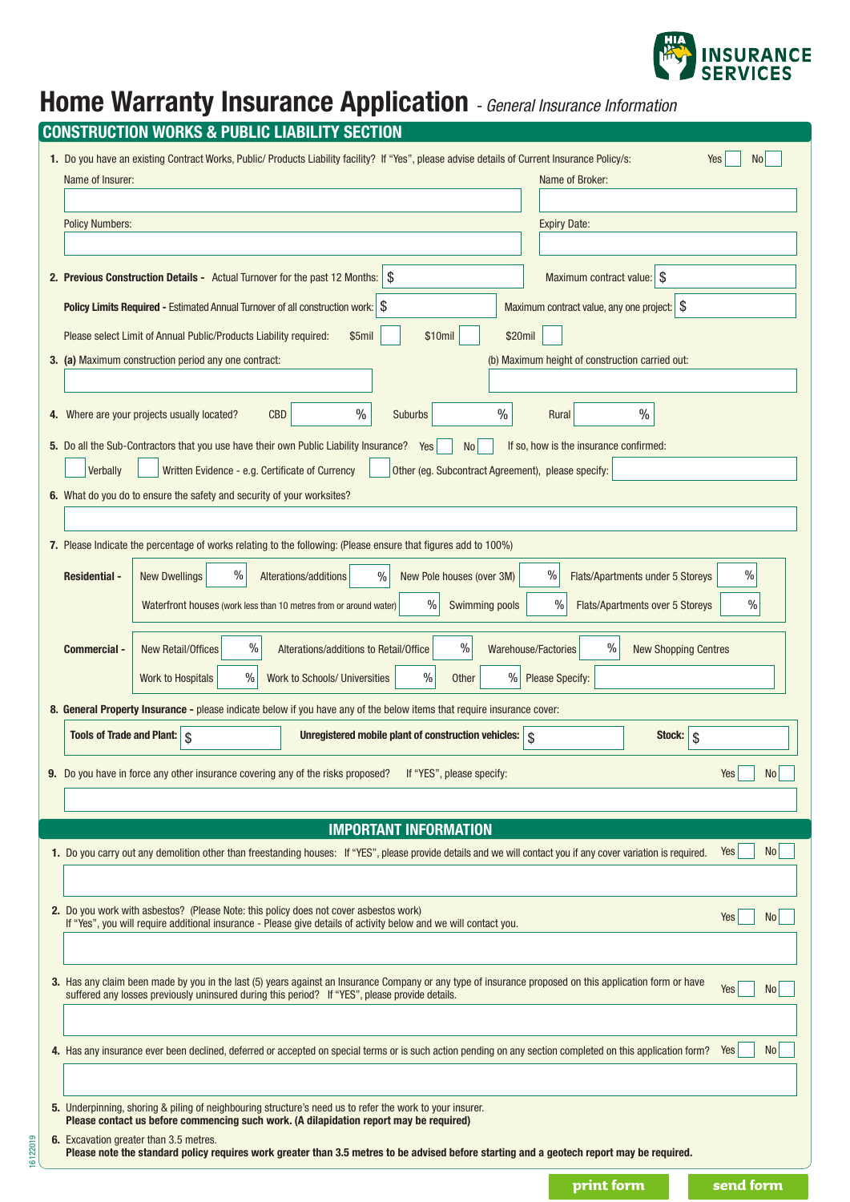# Home Warranty Insurance Application - *General Insurance Information*

## CONSTRUCTION WORKS & PUBLIC LIABILITY SECTION

**1.** Do you have an existing Contract Works, Public/ Products Liability facility? If "Yes", please advise details of Current Insurance Policy/s: Yes ☐ No ☐

Name of Insurer: Name of Broker:

Policy Numbers: Expiry Date:

**2. Previous Construction Details -** Actual Turnover for the past 12 Months: $ Maximum contract value: $

**Policy Limits Required -** Estimated Annual Turnover of all construction work: $ Maximum contract value, any one project: $

Please select Limit of Annual Public/Products Liability required: $5mil ☐ $10mil ☐ $20mil ☐

**3. (a)** Maximum construction period any one contract: (b) Maximum height of construction carried out:

**4.** Where are your projects usually located? CBD % Suburbs % Rural %

**5.** Do all the Sub-Contractors that you use have their own Public Liability Insurance? Yes ☐ No ☐ If so, how is the insurance confirmed:

☐ Verbally ☐ Written Evidence - e.g. Certificate of Currency ☐ Other (eg. Subcontract Agreement), please specify:

**6.** What do you do to ensure the safety and security of your worksites?

**7.** Please Indicate the percentage of works relating to the following: (Please ensure that figures add to 100%)

**Residential -** New Dwellings % Alterations/additions % New Pole houses (over 3M) % Flats/Apartments under 5 Storeys %

Waterfront houses (work less than 10 metres from or around water) % Swimming pools % Flats/Apartments over 5 Storeys %

**Commercial -** New Retail/Offices % Alterations/additions to Retail/Office % Warehouse/Factories % New Shopping Centres

Work to Hospitals % Work to Schools/ Universities % Other % Please Specify:

**8. General Property Insurance -** please indicate below if you have any of the below items that require insurance cover:

**Tools of Trade and Plant:** $ **Unregistered mobile plant of construction vehicles:** $ **Stock:** $

**9.** Do you have in force any other insurance covering any of the risks proposed? If "YES", please specify: Yes ☐ No ☐

## IMPORTANT INFORMATION

**1.** Do you carry out any demolition other than freestanding houses: If "YES", please provide details and we will contact you if any cover variation is required. Yes ☐ No ☐

**2.** Do you work with asbestos? (Please Note: this policy does not cover asbestos work)
If "Yes", you will require additional insurance - Please give details of activity below and we will contact you. Yes ☐ No ☐

**3.** Has any claim been made by you in the last (5) years against an Insurance Company or any type of insurance proposed on this application form or have suffered any losses previously uninsured during this period? If "YES", please provide details. Yes ☐ No ☐

**4.** Has any insurance ever been declined, deferred or accepted on special terms or is such action pending on any section completed on this application form? Yes ☐ No ☐

**5.** Underpinning, shoring & piling of neighbouring structure's need us to refer the work to your insurer.
**Please contact us before commencing such work. (A dilapidation report may be required)**

**6.** Excavation greater than 3.5 metres.
**Please note the standard policy requires work greater than 3.5 metres to be advised before starting and a geotech report may be required.**

16122019

print form send form